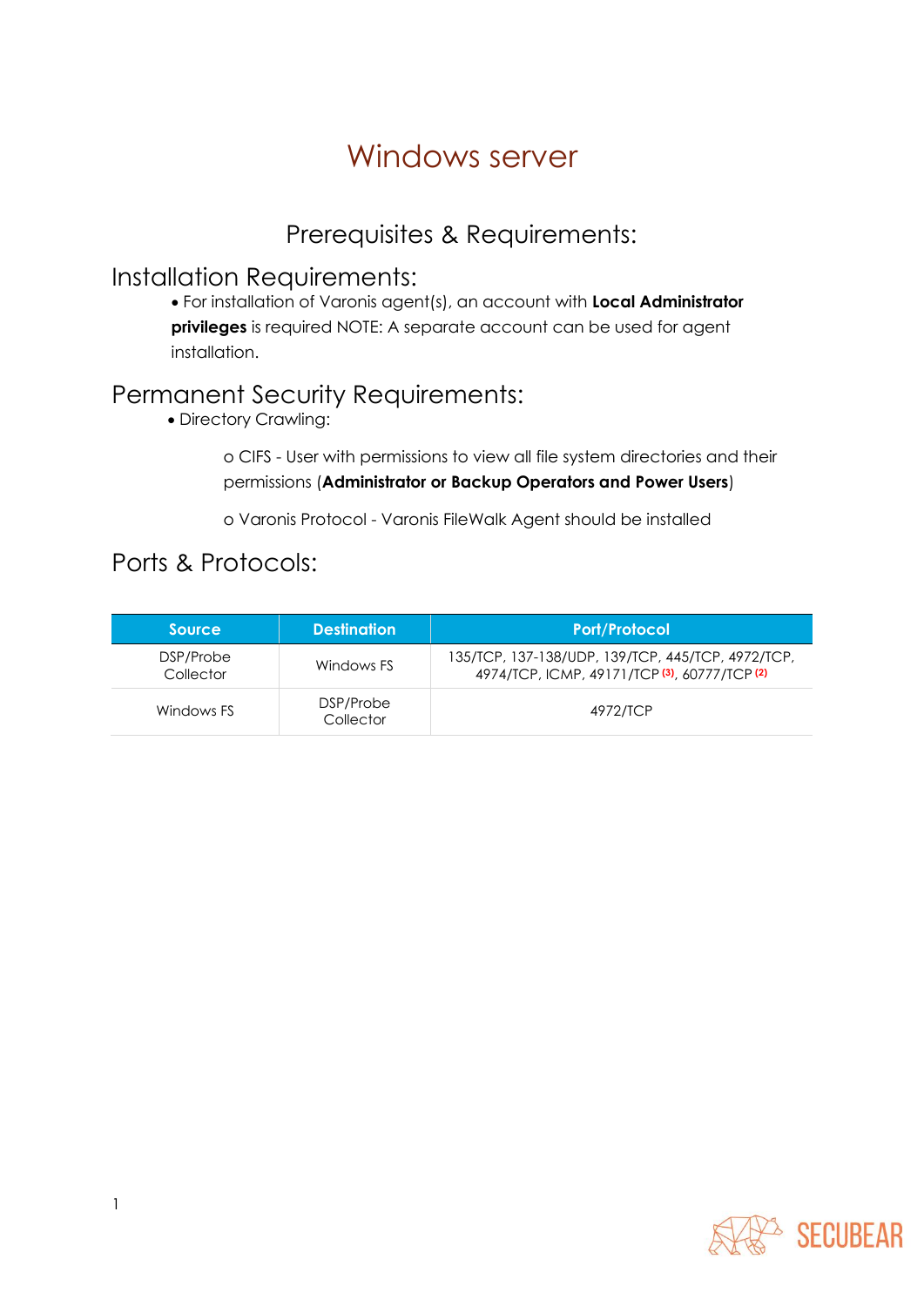# Windows server

## Prerequisites & Requirements:

### Installation Requirements:

- For installation of Varonis agent(s), an account with **Local Administrator privileges** is required NOTE: A separate account can be used for agent installation.

### Permanent Security Requirements:

- Directory Crawling:
  - CIFS - User with permissions to view all file system directories and their permissions (**Administrator or Backup Operators and Power Users**)
  - Varonis Protocol - Varonis FileWalk Agent should be installed

### Ports & Protocols:

| Source | Destination | Port/Protocol |
| --- | --- | --- |
| DSP/Probe Collector | Windows FS | 135/TCP, 137-138/UDP, 139/TCP, 445/TCP, 4972/TCP, 4974/TCP, ICMP, 49171/TCP [(3)], 60777/TCP [(2)] |
| Windows FS | DSP/Probe Collector | 4972/TCP |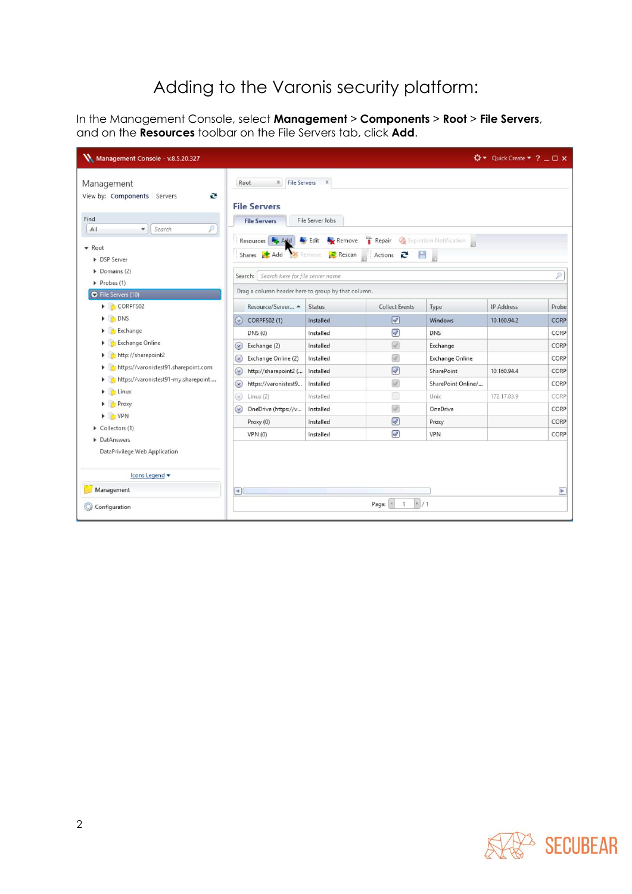# Adding to the Varonis security platform:

In the Management Console, select **Management** > **Components** > **Root** > **File Servers**, and on the **Resources** toolbar on the File Servers tab, click **Add**.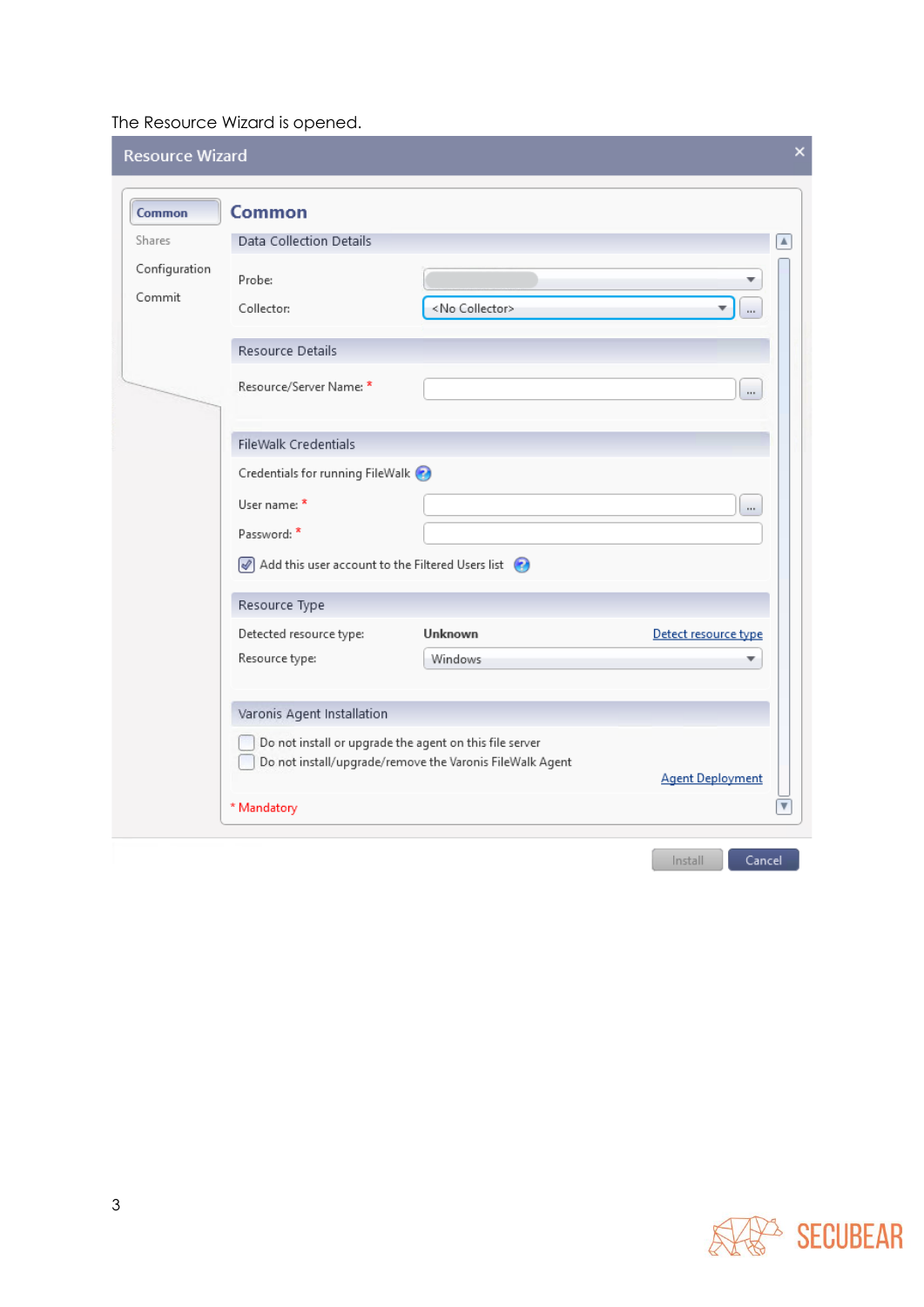The Resource Wizard is opened.

Resource Wizard

Common

Shares

Configuration

Commit

Common

Data Collection Details

Probe:

Collector: <No Collector>

Resource Details

Resource/Server Name: *

FileWalk Credentials

Credentials for running FileWalk

User name: *

Password: *

Add this user account to the Filtered Users list

Resource Type

Detected resource type: **Unknown** Detect resource type

Resource type: Windows

Varonis Agent Installation

Do not install or upgrade the agent on this file server

Do not install/upgrade/remove the Varonis FileWalk Agent

Agent Deployment

* Mandatory

Install Cancel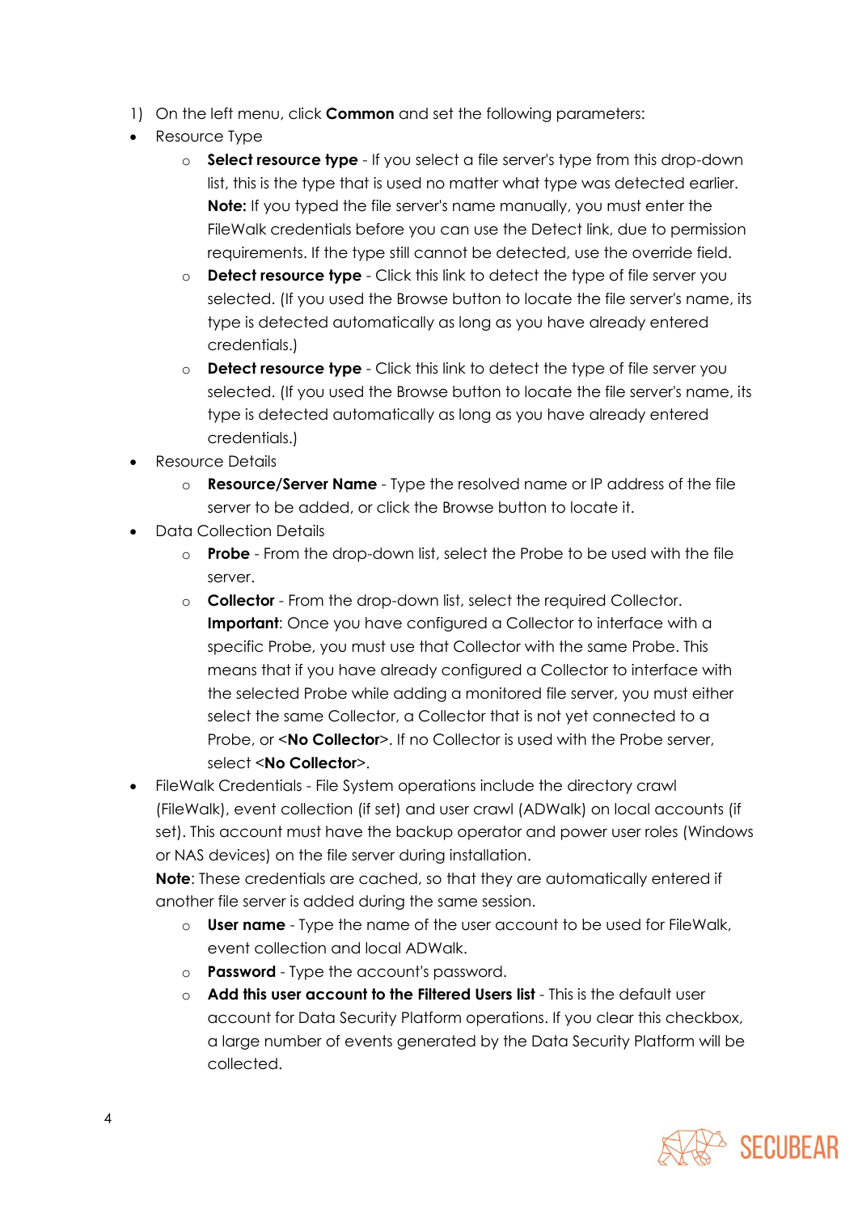1) On the left menu, click **Common** and set the following parameters:

- Resource Type
    - **Select resource type** - If you select a file server's type from this drop-down list, this is the type that is used no matter what type was detected earlier. **Note:** If you typed the file server's name manually, you must enter the FileWalk credentials before you can use the Detect link, due to permission requirements. If the type still cannot be detected, use the override field.
    - **Detect resource type** - Click this link to detect the type of file server you selected. (If you used the Browse button to locate the file server's name, its type is detected automatically as long as you have already entered credentials.)
    - **Detect resource type** - Click this link to detect the type of file server you selected. (If you used the Browse button to locate the file server's name, its type is detected automatically as long as you have already entered credentials.)
- Resource Details
    - **Resource/Server Name** - Type the resolved name or IP address of the file server to be added, or click the Browse button to locate it.
- Data Collection Details
    - **Probe** - From the drop-down list, select the Probe to be used with the file server.
    - **Collector** - From the drop-down list, select the required Collector. **Important**: Once you have configured a Collector to interface with a specific Probe, you must use that Collector with the same Probe. This means that if you have already configured a Collector to interface with the selected Probe while adding a monitored file server, you must either select the same Collector, a Collector that is not yet connected to a Probe, or <**No Collector**>. If no Collector is used with the Probe server, select <**No Collector**>.
- FileWalk Credentials - File System operations include the directory crawl (FileWalk), event collection (if set) and user crawl (ADWalk) on local accounts (if set). This account must have the backup operator and power user roles (Windows or NAS devices) on the file server during installation.
  **Note**: These credentials are cached, so that they are automatically entered if another file server is added during the same session.
    - **User name** - Type the name of the user account to be used for FileWalk, event collection and local ADWalk.
    - **Password** - Type the account's password.
    - **Add this user account to the Filtered Users list** - This is the default user account for Data Security Platform operations. If you clear this checkbox, a large number of events generated by the Data Security Platform will be collected.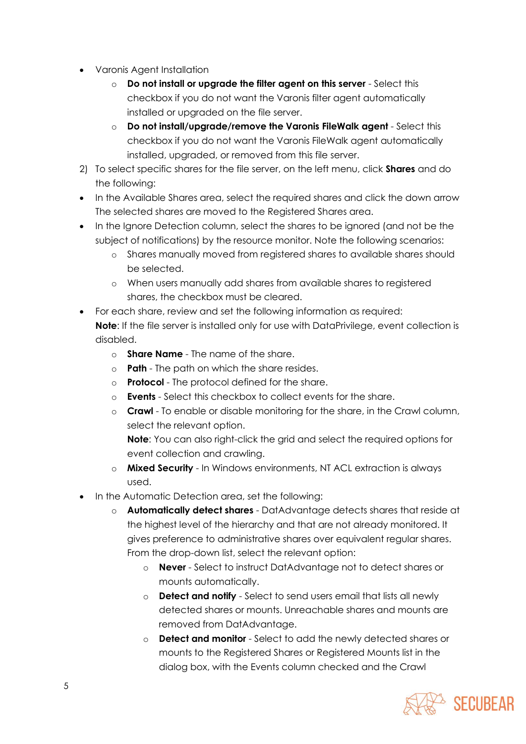- Varonis Agent Installation
    - **Do not install or upgrade the filter agent on this server** - Select this checkbox if you do not want the Varonis filter agent automatically installed or upgraded on the file server.
    - **Do not install/upgrade/remove the Varonis FileWalk agent** - Select this checkbox if you do not want the Varonis FileWalk agent automatically installed, upgraded, or removed from this file server.

2) To select specific shares for the file server, on the left menu, click **Shares** and do the following:

- In the Available Shares area, select the required shares and click the down arrow The selected shares are moved to the Registered Shares area.
- In the Ignore Detection column, select the shares to be ignored (and not be the subject of notifications) by the resource monitor. Note the following scenarios:
    - Shares manually moved from registered shares to available shares should be selected.
    - When users manually add shares from available shares to registered shares, the checkbox must be cleared.
- For each share, review and set the following information as required:
  **Note**: If the file server is installed only for use with DataPrivilege, event collection is disabled.
    - **Share Name** - The name of the share.
    - **Path** - The path on which the share resides.
    - **Protocol** - The protocol defined for the share.
    - **Events** - Select this checkbox to collect events for the share.
    - **Crawl** - To enable or disable monitoring for the share, in the Crawl column, select the relevant option.
      **Note**: You can also right-click the grid and select the required options for event collection and crawling.
    - **Mixed Security** - In Windows environments, NT ACL extraction is always used.
- In the Automatic Detection area, set the following:
    - **Automatically detect shares** - DatAdvantage detects shares that reside at the highest level of the hierarchy and that are not already monitored. It gives preference to administrative shares over equivalent regular shares. From the drop-down list, select the relevant option:
        - **Never** - Select to instruct DatAdvantage not to detect shares or mounts automatically.
        - **Detect and notify** - Select to send users email that lists all newly detected shares or mounts. Unreachable shares and mounts are removed from DatAdvantage.
        - **Detect and monitor** - Select to add the newly detected shares or mounts to the Registered Shares or Registered Mounts list in the dialog box, with the Events column checked and the Crawl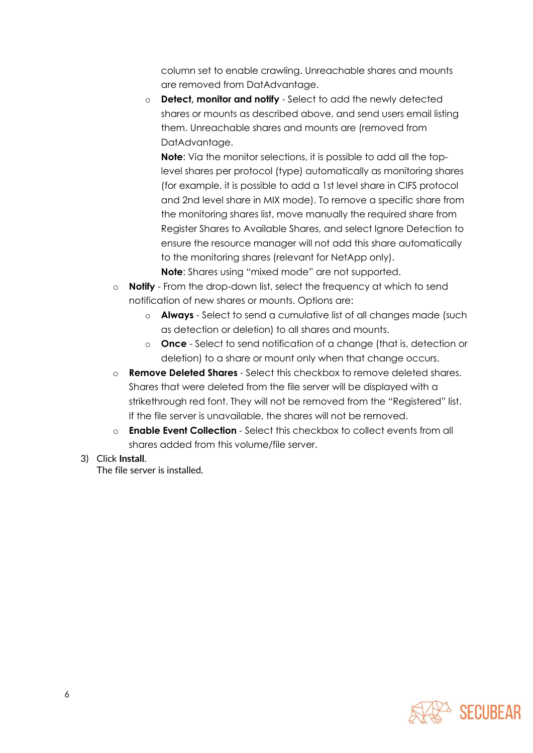column set to enable crawling. Unreachable shares and mounts are removed from DatAdvantage.

    - **Detect, monitor and notify** - Select to add the newly detected shares or mounts as described above, and send users email listing them. Unreachable shares and mounts are (removed from DatAdvantage.

      **Note**: Via the monitor selections, it is possible to add all the top-level shares per protocol (type) automatically as monitoring shares (for example, it is possible to add a 1st level share in CIFS protocol and 2nd level share in MIX mode). To remove a specific share from the monitoring shares list, move manually the required share from Register Shares to Available Shares, and select Ignore Detection to ensure the resource manager will not add this share automatically to the monitoring shares (relevant for NetApp only).

      **Note**: Shares using "mixed mode" are not supported.

  - **Notify** - From the drop-down list, select the frequency at which to send notification of new shares or mounts. Options are:
    - **Always** - Select to send a cumulative list of all changes made (such as detection or deletion) to all shares and mounts.
    - **Once** - Select to send notification of a change (that is, detection or deletion) to a share or mount only when that change occurs.
  - **Remove Deleted Shares** - Select this checkbox to remove deleted shares. Shares that were deleted from the file server will be displayed with a strikethrough red font. They will not be removed from the "Registered" list. If the file server is unavailable, the shares will not be removed.
  - **Enable Event Collection** - Select this checkbox to collect events from all shares added from this volume/file server.

3) Click **Install**.
   The file server is installed.